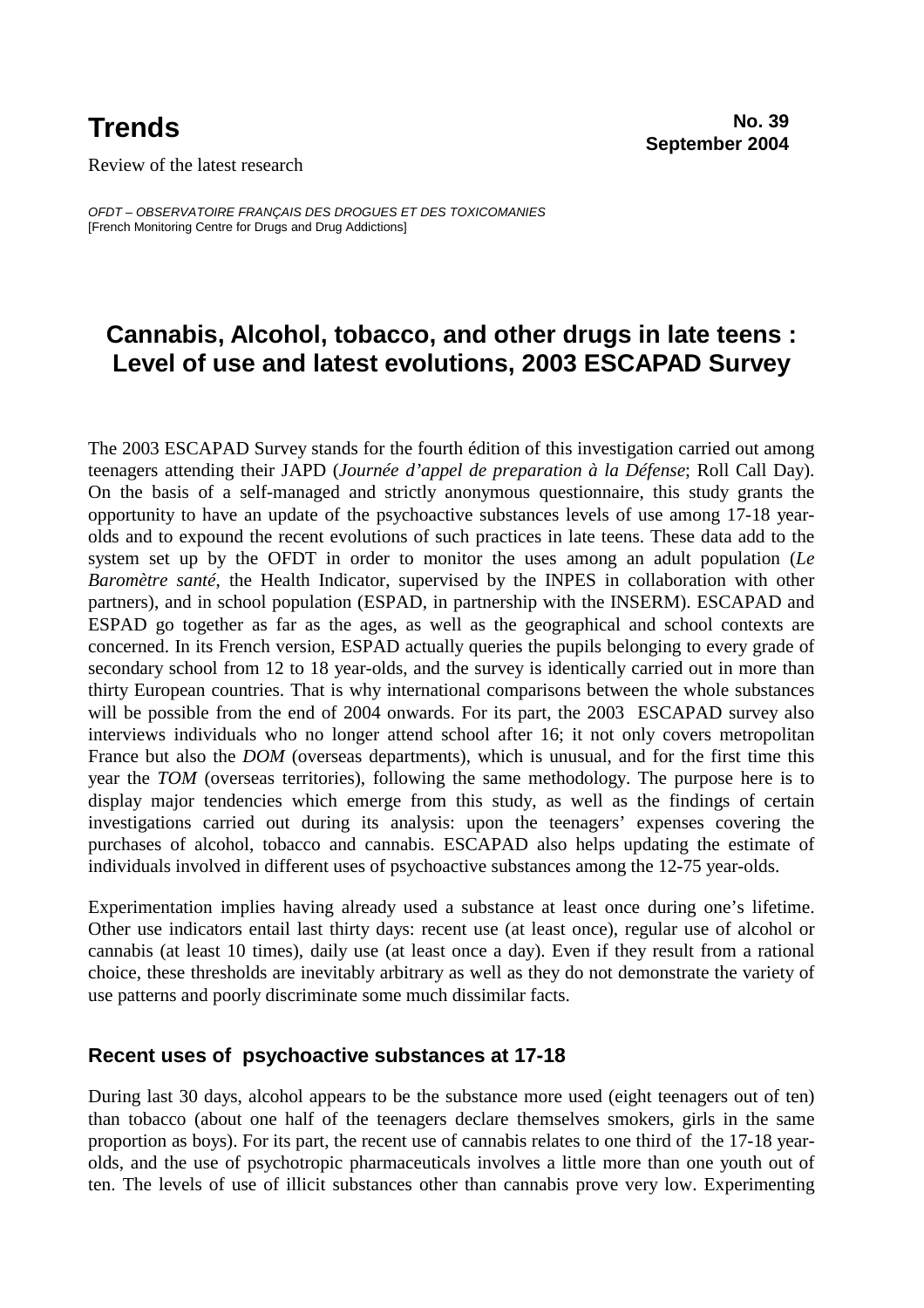**Trends**

Review of the latest research

**No. 39**
**September 2004**

*OFDT – OBSERVATOIRE FRANÇAIS DES DROGUES ET DES TOXICOMANIES*
[French Monitoring Centre for Drugs and Drug Addictions]

# Cannabis, Alcohol, tobacco, and other drugs in late teens : Level of use and latest evolutions, 2003 ESCAPAD Survey

The 2003 ESCAPAD Survey stands for the fourth édition of this investigation carried out among teenagers attending their JAPD (*Journée d'appel de preparation à la Défense*; Roll Call Day). On the basis of a self-managed and strictly anonymous questionnaire, this study grants the opportunity to have an update of the psychoactive substances levels of use among 17-18 year-olds and to expound the recent evolutions of such practices in late teens. These data add to the system set up by the OFDT in order to monitor the uses among an adult population (*Le Baromètre santé*, the Health Indicator, supervised by the INPES in collaboration with other partners), and in school population (ESPAD, in partnership with the INSERM). ESCAPAD and ESPAD go together as far as the ages, as well as the geographical and school contexts are concerned. In its French version, ESPAD actually queries the pupils belonging to every grade of secondary school from 12 to 18 year-olds, and the survey is identically carried out in more than thirty European countries. That is why international comparisons between the whole substances will be possible from the end of 2004 onwards. For its part, the 2003 ESCAPAD survey also interviews individuals who no longer attend school after 16; it not only covers metropolitan France but also the *DOM* (overseas departments), which is unusual, and for the first time this year the *TOM* (overseas territories), following the same methodology. The purpose here is to display major tendencies which emerge from this study, as well as the findings of certain investigations carried out during its analysis: upon the teenagers' expenses covering the purchases of alcohol, tobacco and cannabis. ESCAPAD also helps updating the estimate of individuals involved in different uses of psychoactive substances among the 12-75 year-olds.

Experimentation implies having already used a substance at least once during one's lifetime. Other use indicators entail last thirty days: recent use (at least once), regular use of alcohol or cannabis (at least 10 times), daily use (at least once a day). Even if they result from a rational choice, these thresholds are inevitably arbitrary as well as they do not demonstrate the variety of use patterns and poorly discriminate some much dissimilar facts.

## Recent uses of psychoactive substances at 17-18

During last 30 days, alcohol appears to be the substance more used (eight teenagers out of ten) than tobacco (about one half of the teenagers declare themselves smokers, girls in the same proportion as boys). For its part, the recent use of cannabis relates to one third of the 17-18 year-olds, and the use of psychotropic pharmaceuticals involves a little more than one youth out of ten. The levels of use of illicit substances other than cannabis prove very low. Experimenting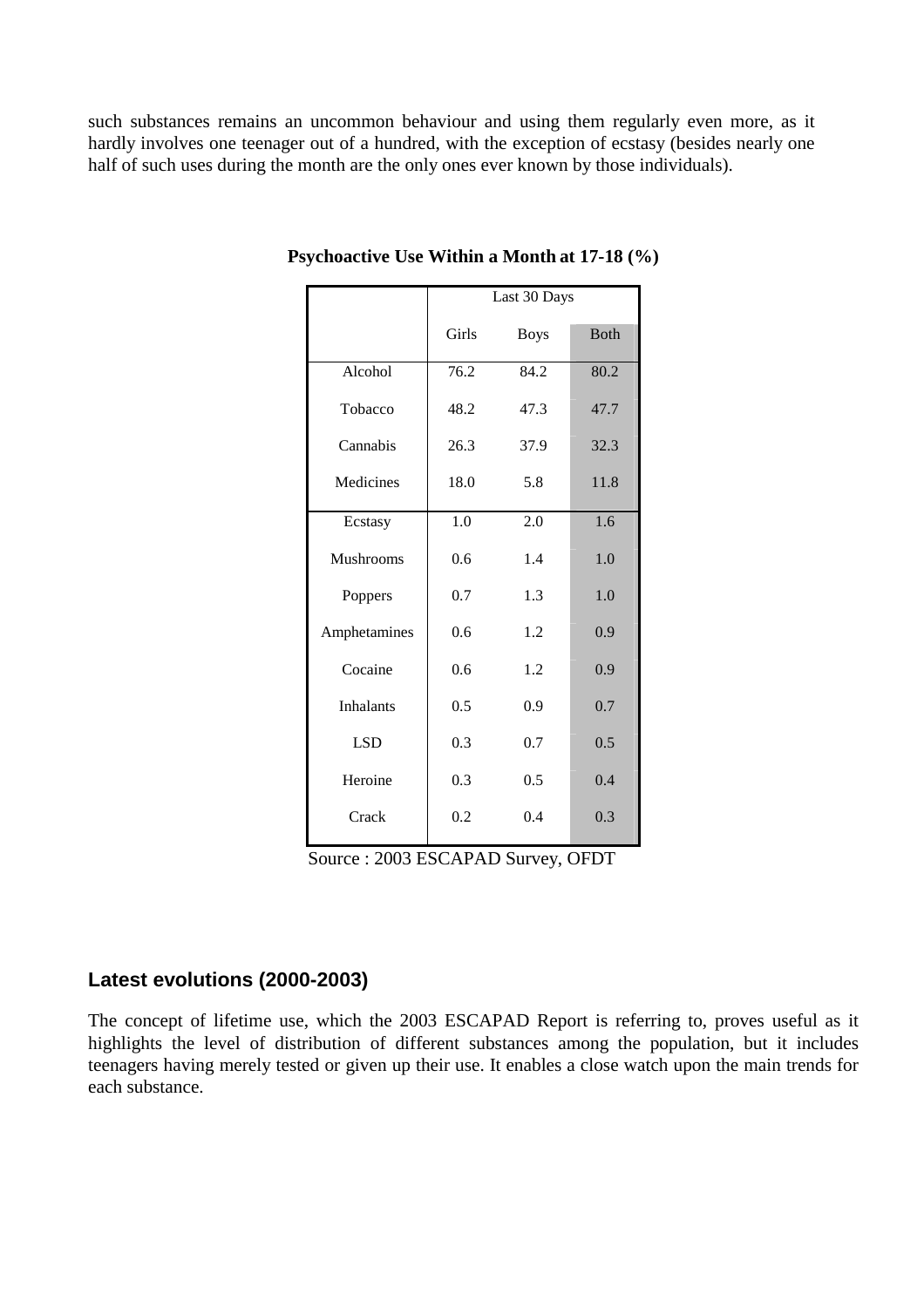such substances remains an uncommon behaviour and using them regularly even more, as it hardly involves one teenager out of a hundred, with the exception of ecstasy (besides nearly one half of such uses during the month are the only ones ever known by those individuals).

**Psychoactive Use Within a Month at 17-18 (%)**

| | Last 30 Days | | |
|---|---|---|---|
| | Girls | Boys | Both |
| Alcohol | 76.2 | 84.2 | 80.2 |
| Tobacco | 48.2 | 47.3 | 47.7 |
| Cannabis | 26.3 | 37.9 | 32.3 |
| Medicines | 18.0 | 5.8 | 11.8 |
| Ecstasy | 1.0 | 2.0 | 1.6 |
| Mushrooms | 0.6 | 1.4 | 1.0 |
| Poppers | 0.7 | 1.3 | 1.0 |
| Amphetamines | 0.6 | 1.2 | 0.9 |
| Cocaine | 0.6 | 1.2 | 0.9 |
| Inhalants | 0.5 | 0.9 | 0.7 |
| LSD | 0.3 | 0.7 | 0.5 |
| Heroine | 0.3 | 0.5 | 0.4 |
| Crack | 0.2 | 0.4 | 0.3 |

Source : 2003 ESCAPAD Survey, OFDT

## Latest evolutions (2000-2003)

The concept of lifetime use, which the 2003 ESCAPAD Report is referring to, proves useful as it highlights the level of distribution of different substances among the population, but it includes teenagers having merely tested or given up their use. It enables a close watch upon the main trends for each substance.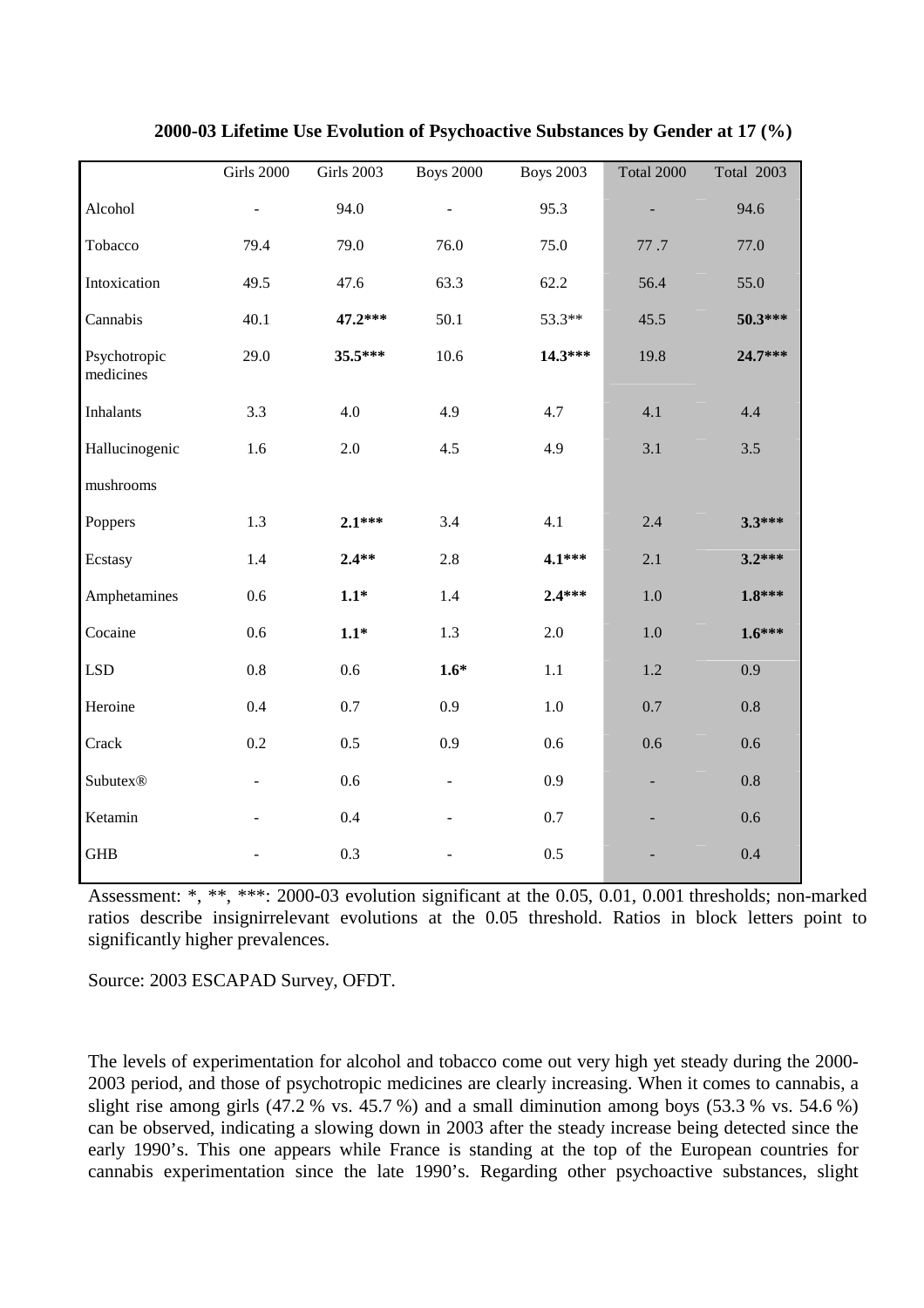**2000-03 Lifetime Use Evolution of Psychoactive Substances by Gender at 17 (%)**

| | Girls 2000 | Girls 2003 | Boys 2000 | Boys 2003 | Total 2000 | Total 2003 |
|---|---|---|---|---|---|---|
| Alcohol | - | 94.0 | - | 95.3 | - | 94.6 |
| Tobacco | 79.4 | 79.0 | 76.0 | 75.0 | 77 .7 | 77.0 |
| Intoxication | 49.5 | 47.6 | 63.3 | 62.2 | 56.4 | 55.0 |
| Cannabis | 40.1 | **47.2*** ** | 50.1 | 53.3** | 45.5 | **50.3*** ** |
| Psychotropic medicines | 29.0 | **35.5*** ** | 10.6 | **14.3*** ** | 19.8 | **24.7*** ** |
| Inhalants | 3.3 | 4.0 | 4.9 | 4.7 | 4.1 | 4.4 |
| Hallucinogenic mushrooms | 1.6 | 2.0 | 4.5 | 4.9 | 3.1 | 3.5 |
| Poppers | 1.3 | **2.1*** ** | 3.4 | 4.1 | 2.4 | **3.3*** ** |
| Ecstasy | 1.4 | **2.4** ** | 2.8 | **4.1*** ** | 2.1 | **3.2*** ** |
| Amphetamines | 0.6 | **1.1*** | 1.4 | **2.4*** ** | 1.0 | **1.8*** ** |
| Cocaine | 0.6 | **1.1*** | 1.3 | 2.0 | 1.0 | **1.6*** ** |
| LSD | 0.8 | 0.6 | **1.6*** | 1.1 | 1.2 | 0.9 |
| Heroine | 0.4 | 0.7 | 0.9 | 1.0 | 0.7 | 0.8 |
| Crack | 0.2 | 0.5 | 0.9 | 0.6 | 0.6 | 0.6 |
| Subutex® | - | 0.6 | - | 0.9 | - | 0.8 |
| Ketamin | - | 0.4 | - | 0.7 | - | 0.6 |
| GHB | - | 0.3 | - | 0.5 | - | 0.4 |

Assessment: *, **, ***: 2000-03 evolution significant at the 0.05, 0.01, 0.001 thresholds; non-marked ratios describe insignirrelevant evolutions at the 0.05 threshold. Ratios in block letters point to significantly higher prevalences.

Source: 2003 ESCAPAD Survey, OFDT.

The levels of experimentation for alcohol and tobacco come out very high yet steady during the 2000-2003 period, and those of psychotropic medicines are clearly increasing. When it comes to cannabis, a slight rise among girls (47.2 % vs. 45.7 %) and a small diminution among boys (53.3 % vs. 54.6 %) can be observed, indicating a slowing down in 2003 after the steady increase being detected since the early 1990's. This one appears while France is standing at the top of the European countries for cannabis experimentation since the late 1990's. Regarding other psychoactive substances, slight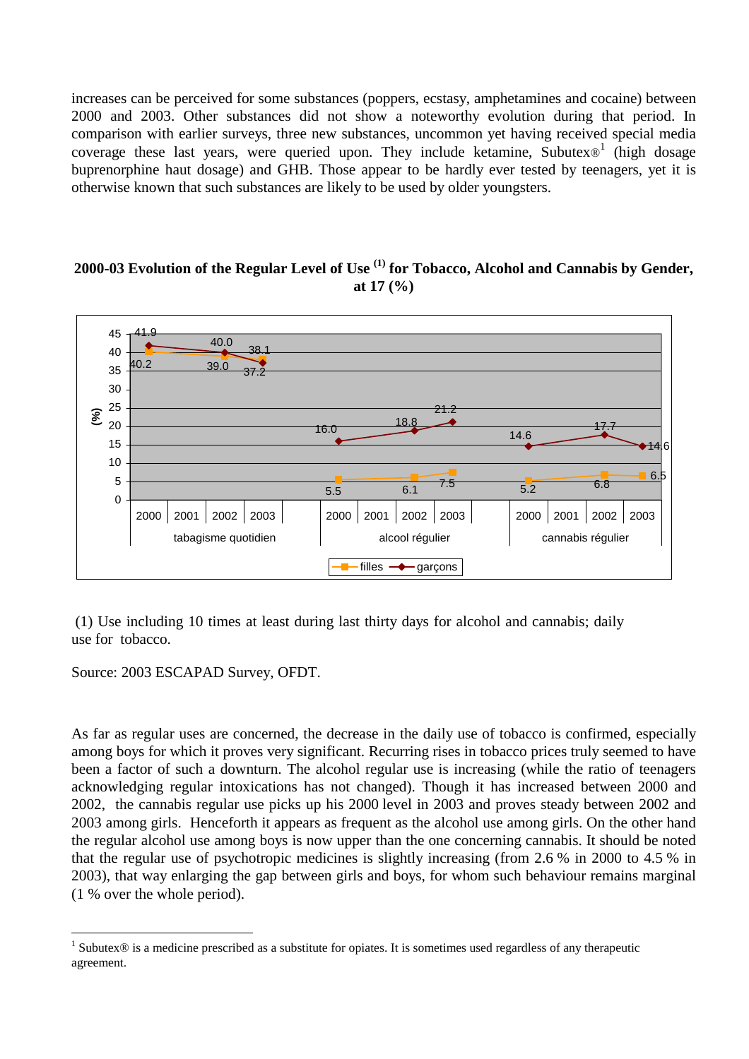increases can be perceived for some substances (poppers, ecstasy, amphetamines and cocaine) between 2000 and 2003. Other substances did not show a noteworthy evolution during that period. In comparison with earlier surveys, three new substances, uncommon yet having received special media coverage these last years, were queried upon. They include ketamine, Subutex®[1] (high dosage buprenorphine haut dosage) and GHB. Those appear to be hardly ever tested by teenagers, yet it is otherwise known that such substances are likely to be used by older youngsters.

**2000-03 Evolution of the Regular Level of Use [(1)] for Tobacco, Alcohol and Cannabis by Gender, at 17 (%)**

| | tabagisme quotidien 2000 | tabagisme quotidien 2002 | tabagisme quotidien 2003 | alcool régulier 2000 | alcool régulier 2002 | alcool régulier 2003 | cannabis régulier 2000 | cannabis régulier 2002 | cannabis régulier 2003 |
|---|---|---|---|---|---|---|---|---|---|
| filles | 40.2 | 39.0 | 38.1 | 5.5 | 6.1 | 7.5 | 5.2 | 6.8 | 6.5 |
| garçons | 41.9 | 40.0 | 37.2 | 16.0 | 18.8 | 21.2 | 14.6 | 17.7 | 14.6 |

(1) Use including 10 times at least during last thirty days for alcohol and cannabis; daily use for tobacco.

Source: 2003 ESCAPAD Survey, OFDT.

As far as regular uses are concerned, the decrease in the daily use of tobacco is confirmed, especially among boys for which it proves very significant. Recurring rises in tobacco prices truly seemed to have been a factor of such a downturn. The alcohol regular use is increasing (while the ratio of teenagers acknowledging regular intoxications has not changed). Though it has increased between 2000 and 2002, the cannabis regular use picks up his 2000 level in 2003 and proves steady between 2002 and 2003 among girls. Henceforth it appears as frequent as the alcohol use among girls. On the other hand the regular alcohol use among boys is now upper than the one concerning cannabis. It should be noted that the regular use of psychotropic medicines is slightly increasing (from 2.6 % in 2000 to 4.5 % in 2003), that way enlarging the gap between girls and boys, for whom such behaviour remains marginal (1 % over the whole period).

[1] Subutex® is a medicine prescribed as a substitute for opiates. It is sometimes used regardless of any therapeutic agreement.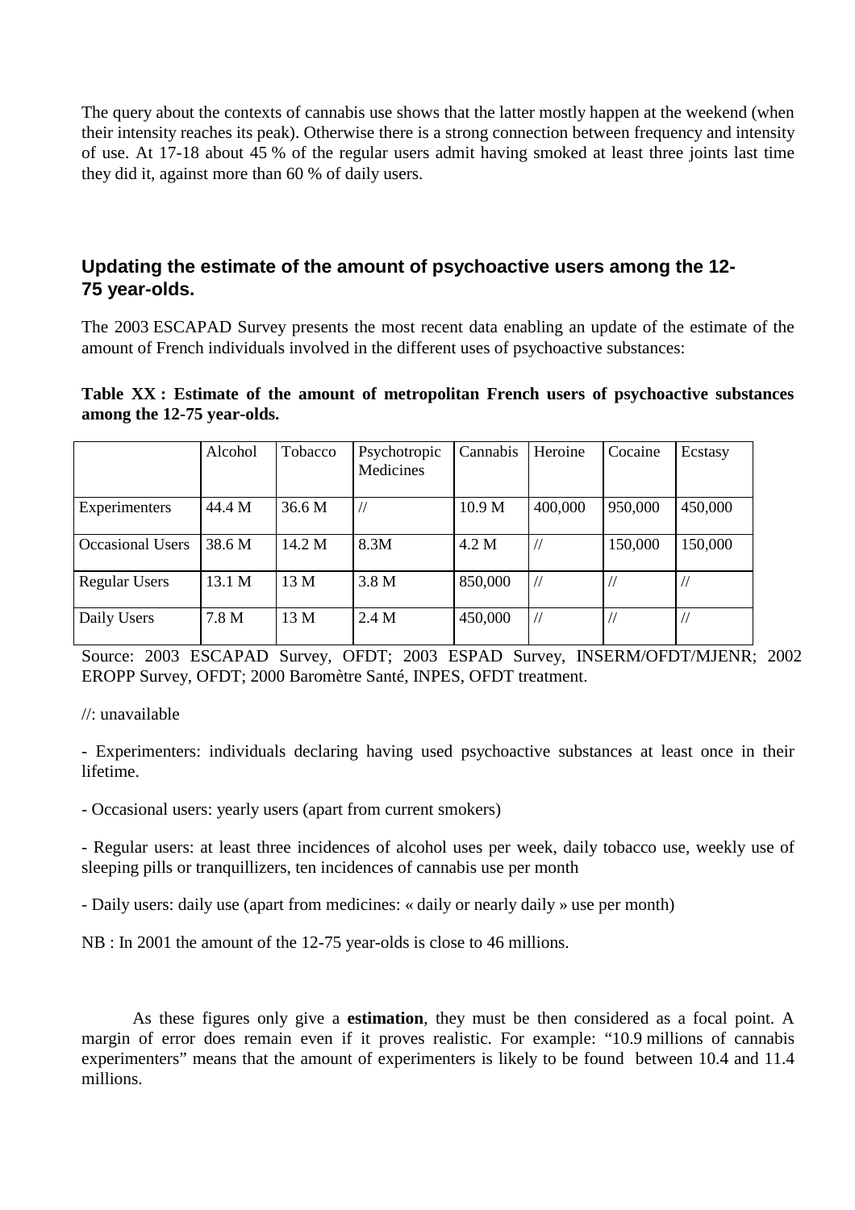The query about the contexts of cannabis use shows that the latter mostly happen at the weekend (when their intensity reaches its peak). Otherwise there is a strong connection between frequency and intensity of use. At 17-18 about 45 % of the regular users admit having smoked at least three joints last time they did it, against more than 60 % of daily users.

## Updating the estimate of the amount of psychoactive users among the 12-75 year-olds.

The 2003 ESCAPAD Survey presents the most recent data enabling an update of the estimate of the amount of French individuals involved in the different uses of psychoactive substances:

**Table XX : Estimate of the amount of metropolitan French users of psychoactive substances among the 12-75 year-olds.**

| | Alcohol | Tobacco | Psychotropic Medicines | Cannabis | Heroine | Cocaine | Ecstasy |
|---|---|---|---|---|---|---|---|
| Experimenters | 44.4 M | 36.6 M | // | 10.9 M | 400,000 | 950,000 | 450,000 |
| Occasional Users | 38.6 M | 14.2 M | 8.3M | 4.2 M | // | 150,000 | 150,000 |
| Regular Users | 13.1 M | 13 M | 3.8 M | 850,000 | // | // | // |
| Daily Users | 7.8 M | 13 M | 2.4 M | 450,000 | // | // | // |

Source: 2003 ESCAPAD Survey, OFDT; 2003 ESPAD Survey, INSERM/OFDT/MJENR; 2002 EROPP Survey, OFDT; 2000 Baromètre Santé, INPES, OFDT treatment.

//: unavailable

- Experimenters: individuals declaring having used psychoactive substances at least once in their lifetime.

- Occasional users: yearly users (apart from current smokers)

- Regular users: at least three incidences of alcohol uses per week, daily tobacco use, weekly use of sleeping pills or tranquillizers, ten incidences of cannabis use per month

- Daily users: daily use (apart from medicines: « daily or nearly daily » use per month)

NB : In 2001 the amount of the 12-75 year-olds is close to 46 millions.

As these figures only give a **estimation**, they must be then considered as a focal point. A margin of error does remain even if it proves realistic. For example: "10.9 millions of cannabis experimenters" means that the amount of experimenters is likely to be found between 10.4 and 11.4 millions.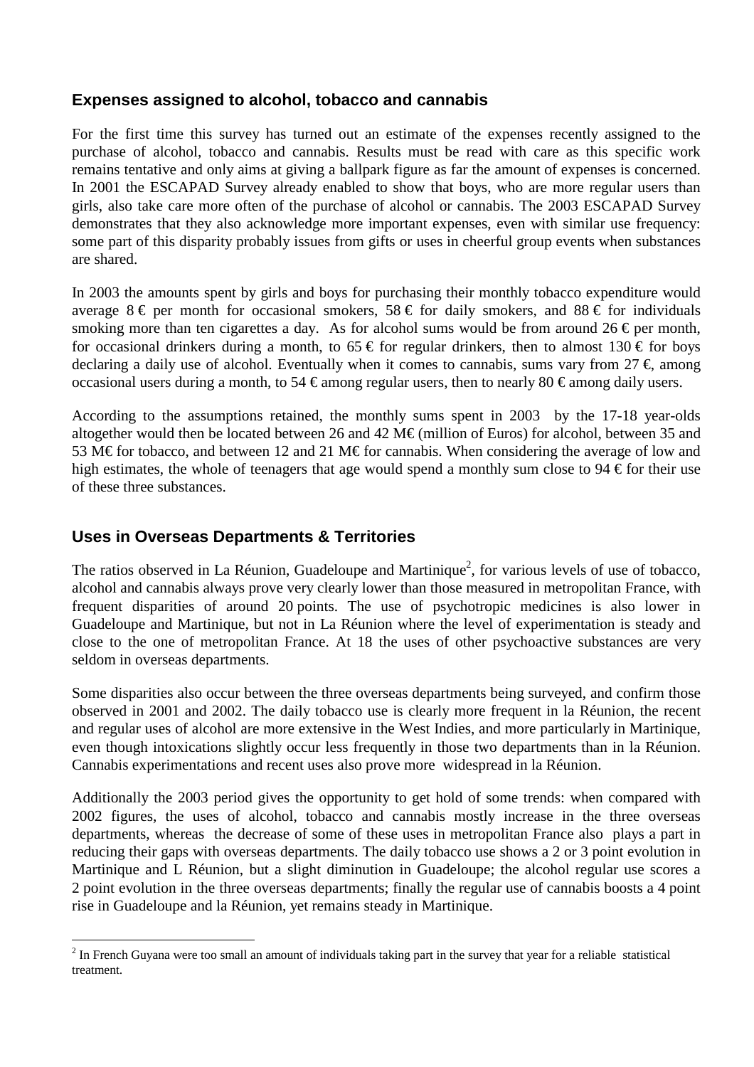## Expenses assigned to alcohol, tobacco and cannabis

For the first time this survey has turned out an estimate of the expenses recently assigned to the purchase of alcohol, tobacco and cannabis. Results must be read with care as this specific work remains tentative and only aims at giving a ballpark figure as far the amount of expenses is concerned. In 2001 the ESCAPAD Survey already enabled to show that boys, who are more regular users than girls, also take care more often of the purchase of alcohol or cannabis. The 2003 ESCAPAD Survey demonstrates that they also acknowledge more important expenses, even with similar use frequency: some part of this disparity probably issues from gifts or uses in cheerful group events when substances are shared.

In 2003 the amounts spent by girls and boys for purchasing their monthly tobacco expenditure would average 8 € per month for occasional smokers, 58 € for daily smokers, and 88 € for individuals smoking more than ten cigarettes a day. As for alcohol sums would be from around 26 € per month, for occasional drinkers during a month, to 65 € for regular drinkers, then to almost 130 € for boys declaring a daily use of alcohol. Eventually when it comes to cannabis, sums vary from 27 €, among occasional users during a month, to 54 € among regular users, then to nearly 80 € among daily users.

According to the assumptions retained, the monthly sums spent in 2003 by the 17-18 year-olds altogether would then be located between 26 and 42 M€ (million of Euros) for alcohol, between 35 and 53 M€ for tobacco, and between 12 and 21 M€ for cannabis. When considering the average of low and high estimates, the whole of teenagers that age would spend a monthly sum close to 94 € for their use of these three substances.

## Uses in Overseas Departments & Territories

The ratios observed in La Réunion, Guadeloupe and Martinique[2], for various levels of use of tobacco, alcohol and cannabis always prove very clearly lower than those measured in metropolitan France, with frequent disparities of around 20 points. The use of psychotropic medicines is also lower in Guadeloupe and Martinique, but not in La Réunion where the level of experimentation is steady and close to the one of metropolitan France. At 18 the uses of other psychoactive substances are very seldom in overseas departments.

Some disparities also occur between the three overseas departments being surveyed, and confirm those observed in 2001 and 2002. The daily tobacco use is clearly more frequent in la Réunion, the recent and regular uses of alcohol are more extensive in the West Indies, and more particularly in Martinique, even though intoxications slightly occur less frequently in those two departments than in la Réunion. Cannabis experimentations and recent uses also prove more widespread in la Réunion.

Additionally the 2003 period gives the opportunity to get hold of some trends: when compared with 2002 figures, the uses of alcohol, tobacco and cannabis mostly increase in the three overseas departments, whereas the decrease of some of these uses in metropolitan France also plays a part in reducing their gaps with overseas departments. The daily tobacco use shows a 2 or 3 point evolution in Martinique and L Réunion, but a slight diminution in Guadeloupe; the alcohol regular use scores a 2 point evolution in the three overseas departments; finally the regular use of cannabis boosts a 4 point rise in Guadeloupe and la Réunion, yet remains steady in Martinique.

---

[2] In French Guyana were too small an amount of individuals taking part in the survey that year for a reliable statistical treatment.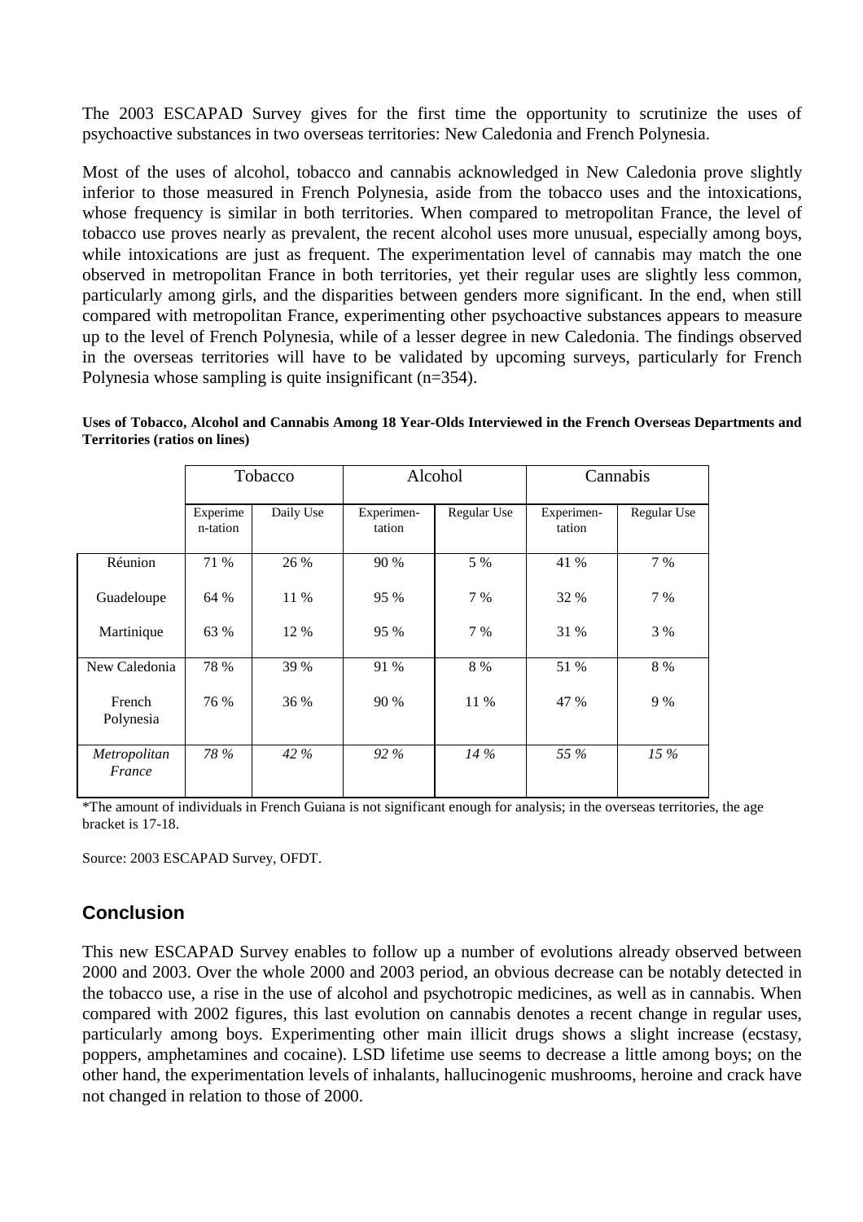The 2003 ESCAPAD Survey gives for the first time the opportunity to scrutinize the uses of psychoactive substances in two overseas territories: New Caledonia and French Polynesia.

Most of the uses of alcohol, tobacco and cannabis acknowledged in New Caledonia prove slightly inferior to those measured in French Polynesia, aside from the tobacco uses and the intoxications, whose frequency is similar in both territories. When compared to metropolitan France, the level of tobacco use proves nearly as prevalent, the recent alcohol uses more unusual, especially among boys, while intoxications are just as frequent. The experimentation level of cannabis may match the one observed in metropolitan France in both territories, yet their regular uses are slightly less common, particularly among girls, and the disparities between genders more significant. In the end, when still compared with metropolitan France, experimenting other psychoactive substances appears to measure up to the level of French Polynesia, while of a lesser degree in new Caledonia. The findings observed in the overseas territories will have to be validated by upcoming surveys, particularly for French Polynesia whose sampling is quite insignificant (n=354).

**Uses of Tobacco, Alcohol and Cannabis Among 18 Year-Olds Interviewed in the French Overseas Departments and Territories (ratios on lines)**

| | Tobacco | | Alcohol | | Cannabis | |
|---|---|---|---|---|---|---|
| | Experime n-tation | Daily Use | Experimen-tation | Regular Use | Experimen-tation | Regular Use |
| Réunion | 71 % | 26 % | 90 % | 5 % | 41 % | 7 % |
| Guadeloupe | 64 % | 11 % | 95 % | 7 % | 32 % | 7 % |
| Martinique | 63 % | 12 % | 95 % | 7 % | 31 % | 3 % |
| New Caledonia | 78 % | 39 % | 91 % | 8 % | 51 % | 8 % |
| French Polynesia | 76 % | 36 % | 90 % | 11 % | 47 % | 9 % |
| *Metropolitan France* | *78 %* | *42 %* | *92 %* | *14 %* | *55 %* | *15 %* |

*The amount of individuals in French Guiana is not significant enough for analysis; in the overseas territories, the age bracket is 17-18.

Source: 2003 ESCAPAD Survey, OFDT.

## Conclusion

This new ESCAPAD Survey enables to follow up a number of evolutions already observed between 2000 and 2003. Over the whole 2000 and 2003 period, an obvious decrease can be notably detected in the tobacco use, a rise in the use of alcohol and psychotropic medicines, as well as in cannabis. When compared with 2002 figures, this last evolution on cannabis denotes a recent change in regular uses, particularly among boys. Experimenting other main illicit drugs shows a slight increase (ecstasy, poppers, amphetamines and cocaine). LSD lifetime use seems to decrease a little among boys; on the other hand, the experimentation levels of inhalants, hallucinogenic mushrooms, heroine and crack have not changed in relation to those of 2000.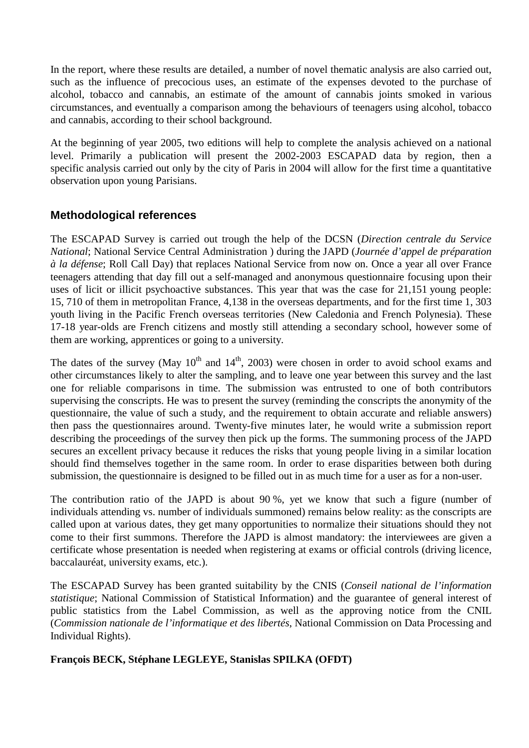In the report, where these results are detailed, a number of novel thematic analysis are also carried out, such as the influence of precocious uses, an estimate of the expenses devoted to the purchase of alcohol, tobacco and cannabis, an estimate of the amount of cannabis joints smoked in various circumstances, and eventually a comparison among the behaviours of teenagers using alcohol, tobacco and cannabis, according to their school background.

At the beginning of year 2005, two editions will help to complete the analysis achieved on a national level. Primarily a publication will present the 2002-2003 ESCAPAD data by region, then a specific analysis carried out only by the city of Paris in 2004 will allow for the first time a quantitative observation upon young Parisians.

## Methodological references

The ESCAPAD Survey is carried out trough the help of the DCSN (*Direction centrale du Service National*; National Service Central Administration ) during the JAPD (*Journée d'appel de préparation à la défense*; Roll Call Day) that replaces National Service from now on. Once a year all over France teenagers attending that day fill out a self-managed and anonymous questionnaire focusing upon their uses of licit or illicit psychoactive substances. This year that was the case for 21,151 young people: 15, 710 of them in metropolitan France, 4,138 in the overseas departments, and for the first time 1, 303 youth living in the Pacific French overseas territories (New Caledonia and French Polynesia). These 17-18 year-olds are French citizens and mostly still attending a secondary school, however some of them are working, apprentices or going to a university.

The dates of the survey (May 10th and 14th, 2003) were chosen in order to avoid school exams and other circumstances likely to alter the sampling, and to leave one year between this survey and the last one for reliable comparisons in time. The submission was entrusted to one of both contributors supervising the conscripts. He was to present the survey (reminding the conscripts the anonymity of the questionnaire, the value of such a study, and the requirement to obtain accurate and reliable answers) then pass the questionnaires around. Twenty-five minutes later, he would write a submission report describing the proceedings of the survey then pick up the forms. The summoning process of the JAPD secures an excellent privacy because it reduces the risks that young people living in a similar location should find themselves together in the same room. In order to erase disparities between both during submission, the questionnaire is designed to be filled out in as much time for a user as for a non-user.

The contribution ratio of the JAPD is about 90 %, yet we know that such a figure (number of individuals attending vs. number of individuals summoned) remains below reality: as the conscripts are called upon at various dates, they get many opportunities to normalize their situations should they not come to their first summons. Therefore the JAPD is almost mandatory: the interviewees are given a certificate whose presentation is needed when registering at exams or official controls (driving licence, baccalauréat, university exams, etc.).

The ESCAPAD Survey has been granted suitability by the CNIS (*Conseil national de l'information statistique*; National Commission of Statistical Information) and the guarantee of general interest of public statistics from the Label Commission, as well as the approving notice from the CNIL (*Commission nationale de l'informatique et des libertés*, National Commission on Data Processing and Individual Rights).

**François BECK, Stéphane LEGLEYE, Stanislas SPILKA (OFDT)**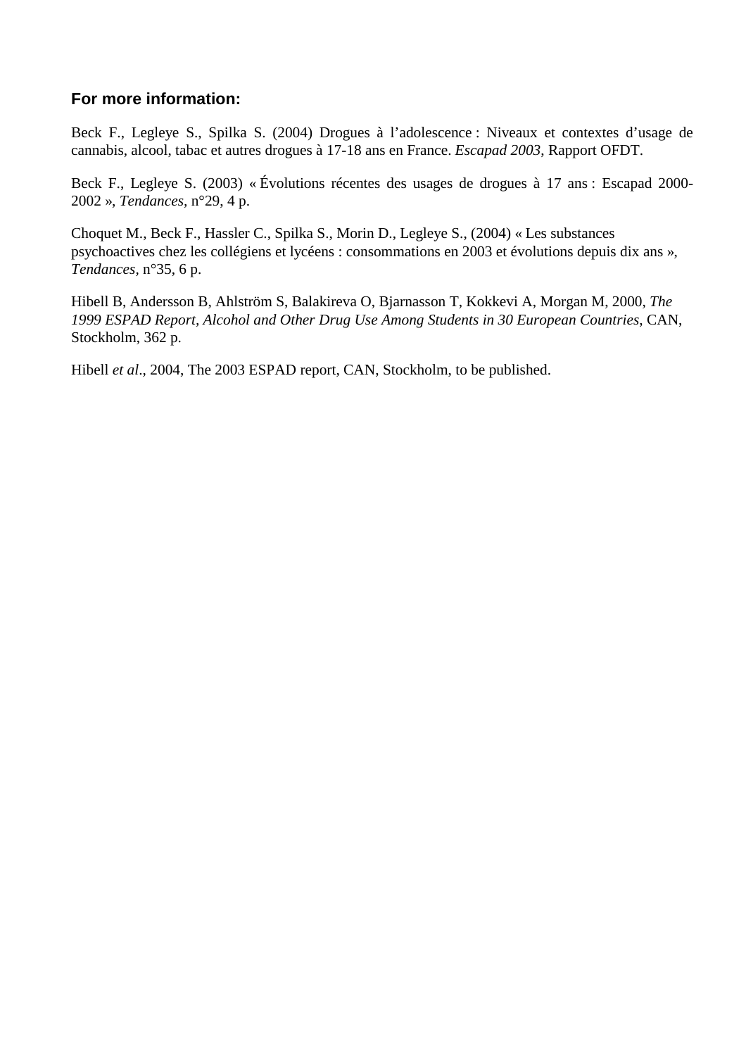**For more information:**

Beck F., Legleye S., Spilka S. (2004) Drogues à l'adolescence : Niveaux et contextes d'usage de cannabis, alcool, tabac et autres drogues à 17-18 ans en France. *Escapad 2003*, Rapport OFDT.

Beck F., Legleye S. (2003) « Évolutions récentes des usages de drogues à 17 ans : Escapad 2000-2002 », *Tendances,* n°29, 4 p.

Choquet M., Beck F., Hassler C., Spilka S., Morin D., Legleye S., (2004) « Les substances psychoactives chez les collégiens et lycéens : consommations en 2003 et évolutions depuis dix ans », *Tendances*, n°35, 6 p.

Hibell B, Andersson B, Ahlström S, Balakireva O, Bjarnasson T, Kokkevi A, Morgan M, 2000, *The 1999 ESPAD Report, Alcohol and Other Drug Use Among Students in 30 European Countries*, CAN, Stockholm, 362 p.

Hibell *et al*., 2004, The 2003 ESPAD report, CAN, Stockholm, to be published.